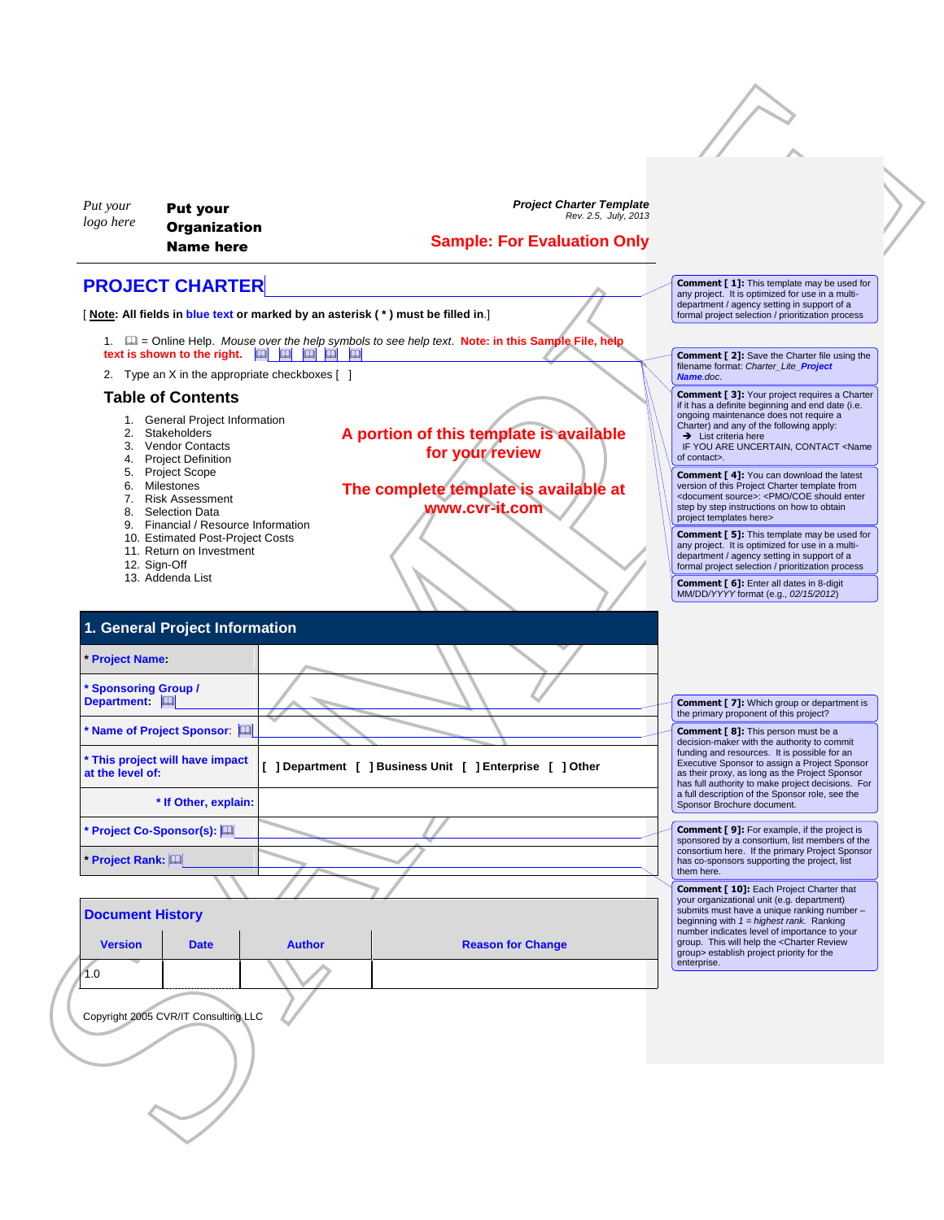Put your logo here

**Put your Organization Name here**

*Project Charter Template*
*Rev. 2.5, July, 2013*

**Sample: For Evaluation Only**

# PROJECT CHARTER

[ **Note: All fields in blue text or marked by an asterisk ( * ) must be filled in.**]

1. 🕮 = Online Help. *Mouse over the help symbols to see help text.* **Note: in this Sample File, help text is shown to the right.** 🕮 🕮 🕮 🕮 🕮
2. Type an X in the appropriate checkboxes [ ]

## Table of Contents

1. General Project Information
2. Stakeholders
3. Vendor Contacts
4. Project Definition
5. Project Scope
6. Milestones
7. Risk Assessment
8. Selection Data
9. Financial / Resource Information
10. Estimated Post-Project Costs
11. Return on Investment
12. Sign-Off
13. Addenda List

**A portion of this template is available for your review**

**The complete template is available at www.cvr-it.com**

## 1. General Project Information

| Field | Value |
|---|---|
| * Project Name: | |
| * Sponsoring Group / Department: 🕮 | |
| * Name of Project Sponsor: 🕮 | |
| * This project will have impact at the level of: | [ ] Department [ ] Business Unit [ ] Enterprise [ ] Other |
| * If Other, explain: | |
| * Project Co-Sponsor(s): 🕮 | |
| * Project Rank: 🕮 | |

### Document History

| Version | Date | Author | Reason for Change |
|---|---|---|---|
| 1.0 | | | |

Copyright 2005 CVR/IT Consulting LLC

**Comment [ 1]:** This template may be used for any project. It is optimized for use in a multi-department / agency setting in support of a formal project selection / prioritization process

**Comment [ 2]:** Save the Charter file using the filename format: *Charter_Lite_**Project Name**.doc.*

**Comment [ 3]:** Your project requires a Charter if it has a definite beginning and end date (i.e. ongoing maintenance does not require a Charter) and any of the following apply:
➔ List criteria here
IF YOU ARE UNCERTAIN, CONTACT <Name of contact>.

**Comment [ 4]:** You can download the latest version of this Project Charter template from <document source>: <PMO/COE should enter step by step instructions on how to obtain project templates here>

**Comment [ 5]:** This template may be used for any project. It is optimized for use in a multi-department / agency setting in support of a formal project selection / prioritization process

**Comment [ 6]:** Enter all dates in 8-digit MM/DD/YYYY format (e.g., *02/15/2012*)

**Comment [ 7]:** Which group or department is the primary proponent of this project?

**Comment [ 8]:** This person must be a decision-maker with the authority to commit funding and resources. It is possible for an Executive Sponsor to assign a Project Sponsor as their proxy, as long as the Project Sponsor has full authority to make project decisions. For a full description of the Sponsor role, see the Sponsor Brochure document.

**Comment [ 9]:** For example, if the project is sponsored by a consortium, list members of the consortium here. If the primary Project Sponsor has co-sponsors supporting the project, list them here.

**Comment [ 10]:** Each Project Charter that your organizational unit (e.g. department) submits must have a unique ranking number – beginning with *1 = highest rank*. Ranking number indicates level of importance to your group. This will help the <Charter Review group> establish project priority for the enterprise.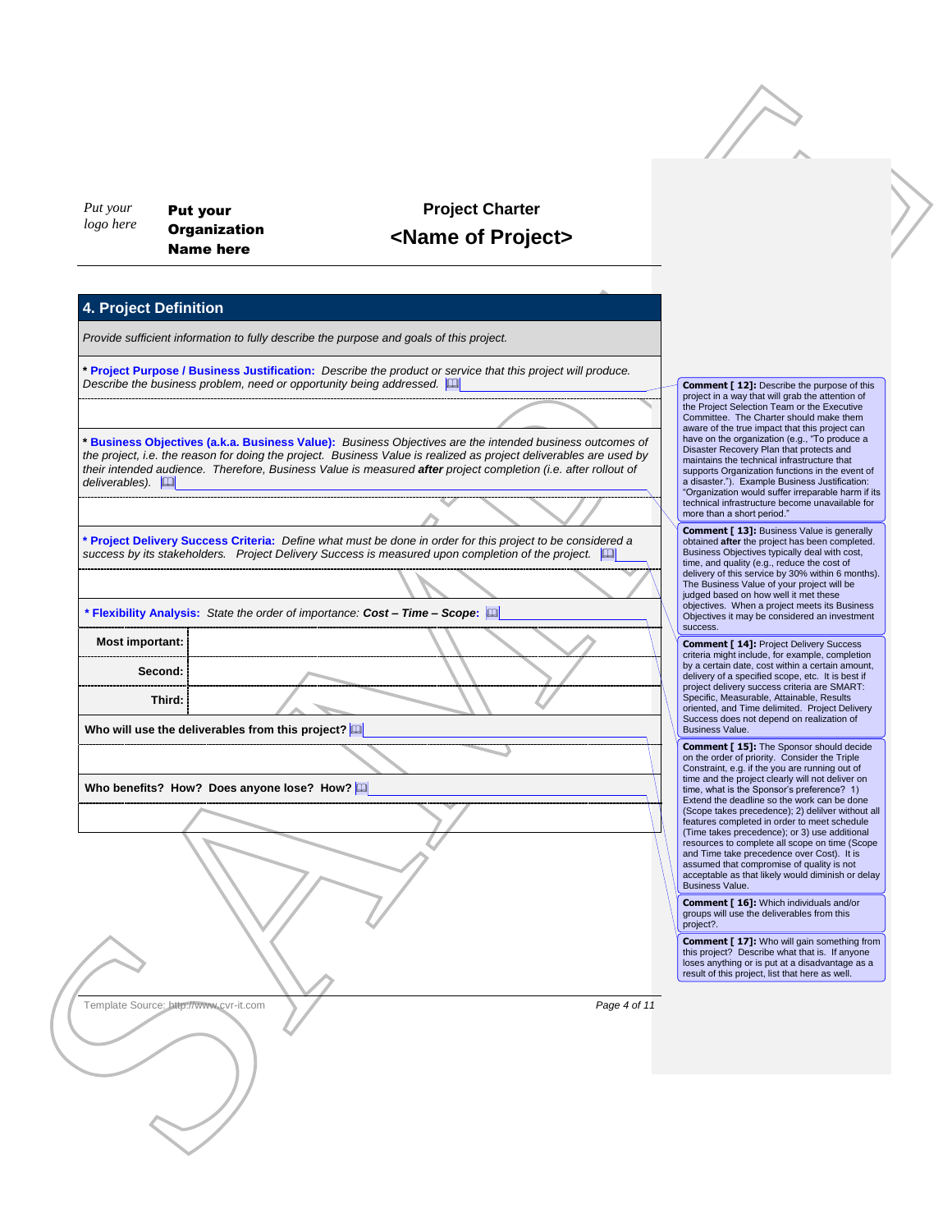Put your logo here

**Put your Organization Name here**

**Project Charter**
**<Name of Project>**

## 4. Project Definition

*Provide sufficient information to fully describe the purpose and goals of this project.*

**\* Project Purpose / Business Justification:** *Describe the product or service that this project will produce. Describe the business problem, need or opportunity being addressed.*

**\* Business Objectives (a.k.a. Business Value):** *Business Objectives are the intended business outcomes of the project, i.e. the reason for doing the project. Business Value is realized as project deliverables are used by their intended audience. Therefore, Business Value is measured **after** project completion (i.e. after rollout of deliverables).*

**\* Project Delivery Success Criteria:** *Define what must be done in order for this project to be considered a success by its stakeholders. Project Delivery Success is measured upon completion of the project.*

**\* Flexibility Analysis:** *State the order of importance:* ***Cost – Time – Scope*****:**

| | |
|---|---|
| **Most important:** | |
| **Second:** | |
| **Third:** | |

**Who will use the deliverables from this project?**

**Who benefits? How? Does anyone lose? How?**

**Comment [ 12]:** Describe the purpose of this project in a way that will grab the attention of the Project Selection Team or the Executive Committee. The Charter should make them aware of the true impact that this project can have on the organization (e.g., "To produce a Disaster Recovery Plan that protects and maintains the technical infrastructure that supports Organization functions in the event of a disaster."). Example Business Justification: "Organization would suffer irreparable harm if its technical infrastructure become unavailable for more than a short period."

**Comment [ 13]:** Business Value is generally obtained **after** the project has been completed. Business Objectives typically deal with cost, time, and quality (e.g., reduce the cost of delivery of this service by 30% within 6 months). The Business Value of your project will be judged based on how well it met these objectives. When a project meets its Business Objectives it may be considered an investment success.

**Comment [ 14]:** Project Delivery Success criteria might include, for example, completion by a certain date, cost within a certain amount, delivery of a specified scope, etc. It is best if project delivery success criteria are SMART: Specific, Measurable, Attainable, Results oriented, and Time delimited. Project Delivery Success does not depend on realization of Business Value.

**Comment [ 15]:** The Sponsor should decide on the order of priority. Consider the Triple Constraint, e.g. if the you are running out of time and the project clearly will not deliver on time, what is the Sponsor's preference? 1) Extend the deadline so the work can be done (Scope takes precedence); 2) deliver without all features completed in order to meet schedule (Time takes precedence); or 3) use additional resources to complete all scope on time (Scope and Time take precedence over Cost). It is assumed that compromise of quality is not acceptable as that likely would diminish or delay Business Value.

**Comment [ 16]:** Which individuals and/or groups will use the deliverables from this project?.

**Comment [ 17]:** Who will gain something from this project? Describe what that is. If anyone loses anything or is put at a disadvantage as a result of this project, list that here as well.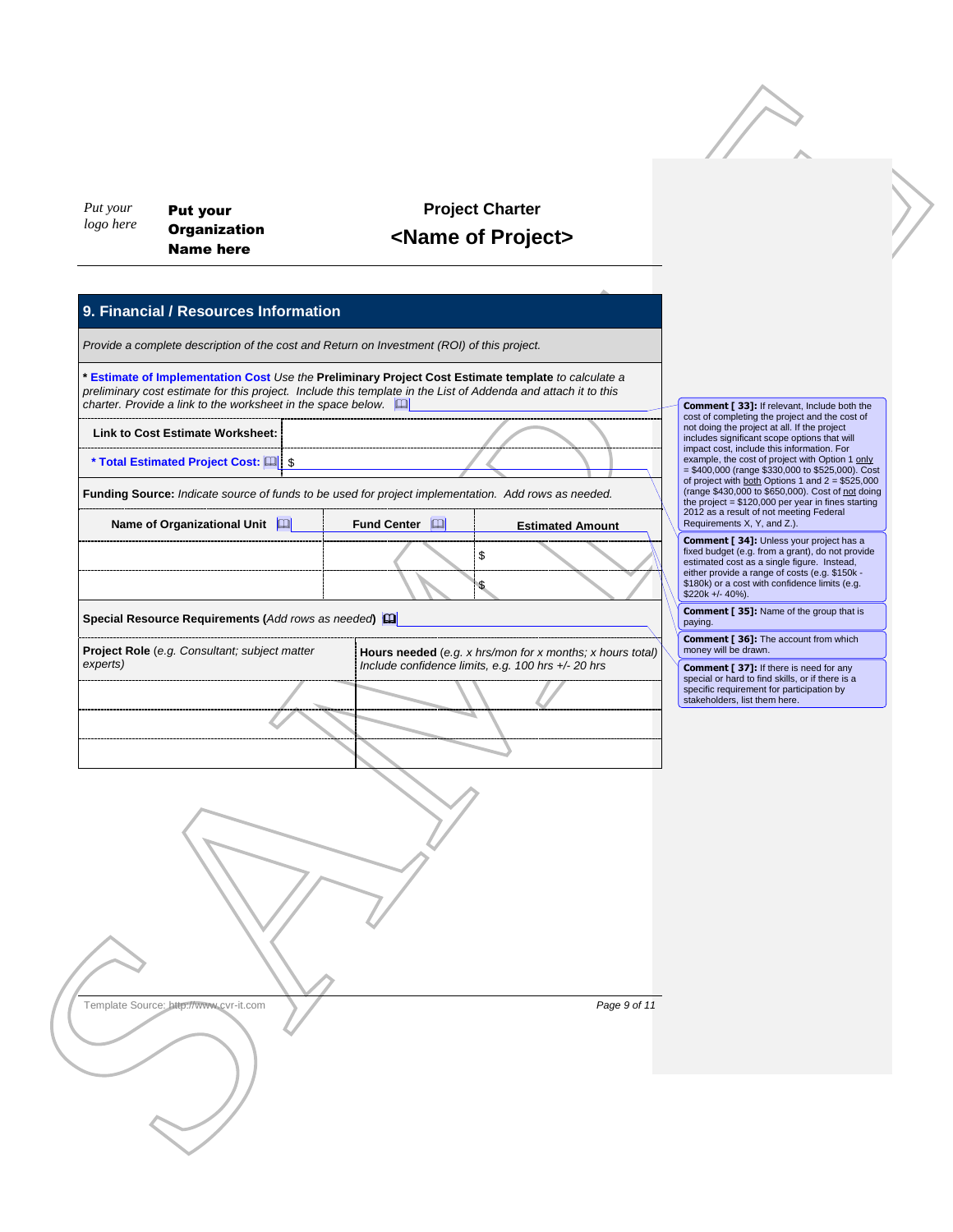Put your logo here

**Put your Organization Name here**

**Project Charter**
**<Name of Project>**

## 9. Financial / Resources Information

*Provide a complete description of the cost and Return on Investment (ROI) of this project.*

**\* Estimate of Implementation Cost** *Use the* **Preliminary Project Cost Estimate template** *to calculate a preliminary cost estimate for this project. Include this template in the List of Addenda and attach it to this charter. Provide a link to the worksheet in the space below.*

| | |
|---|---|
| **Link to Cost Estimate Worksheet:** | |
| **\* Total Estimated Project Cost:** | $ |

**Funding Source:** *Indicate source of funds to be used for project implementation. Add rows as needed.*

| Name of Organizational Unit | Fund Center | Estimated Amount |
|---|---|---|
| | | $ |
| | | $ |

**Special Resource Requirements (***Add rows as needed***)**

| **Project Role** (*e.g. Consultant; subject matter experts*) | **Hours needed** (*e.g. x hrs/mon for x months; x hours total) Include confidence limits, e.g. 100 hrs +/- 20 hrs* |
|---|---|
| | |
| | |
| | |

**Comment [ 33]:** If relevant, Include both the cost of completing the project and the cost of not doing the project at all. If the project includes significant scope options that will impact cost, include this information. For example, the cost of project with Option 1 only = $400,000 (range $330,000 to $525,000). Cost of project with both Options 1 and 2 = $525,000 (range $430,000 to $650,000). Cost of not doing the project = $120,000 per year in fines starting 2012 as a result of not meeting Federal Requirements X, Y, and Z.).

**Comment [ 34]:** Unless your project has a fixed budget (e.g. from a grant), do not provide estimated cost as a single figure. Instead, either provide a range of costs (e.g. $150k - $180k) or a cost with confidence limits (e.g. $220k +/- 40%).

**Comment [ 35]:** Name of the group that is paying.

**Comment [ 36]:** The account from which money will be drawn.

**Comment [ 37]:** If there is need for any special or hard to find skills, or if there is a specific requirement for participation by stakeholders, list them here.

Template Source: http://www.cvr-it.com